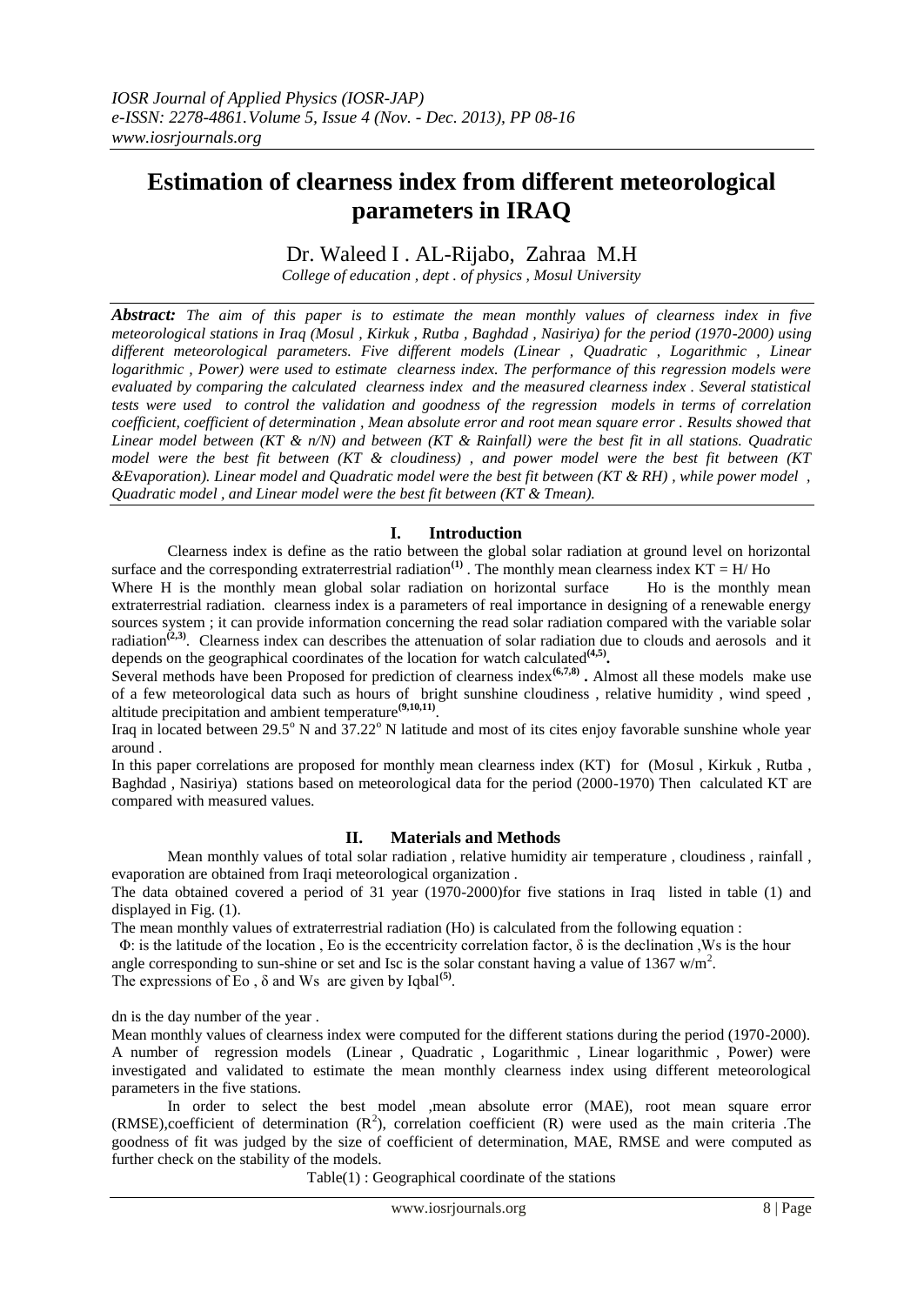*IOSR Journal of Applied Physics (IOSR-JAP)*
*e-ISSN: 2278-4861.Volume 5, Issue 4 (Nov. - Dec. 2013), PP 08-16*
*www.iosrjournals.org*

# Estimation of clearness index from different meteorological parameters in IRAQ

Dr. Waleed I . AL-Rijabo, Zahraa M.H

*College of education , dept . of physics , Mosul University*

***Abstract:*** *The aim of this paper is to estimate the mean monthly values of clearness index in five meteorological stations in Iraq (Mosul , Kirkuk , Rutba , Baghdad , Nasiriya) for the period (1970-2000) using different meteorological parameters. Five different models (Linear , Quadratic , Logarithmic , Linear logarithmic , Power) were used to estimate clearness index. The performance of this regression models were evaluated by comparing the calculated clearness index and the measured clearness index . Several statistical tests were used to control the validation and goodness of the regression models in terms of correlation coefficient, coefficient of determination , Mean absolute error and root mean square error . Results showed that Linear model between (KT & n/N) and between (KT & Rainfall) were the best fit in all stations. Quadratic model were the best fit between (KT & cloudiness) , and power model were the best fit between (KT &Evaporation). Linear model and Quadratic model were the best fit between (KT & RH) , while power model , Quadratic model , and Linear model were the best fit between (KT & Tmean).*

## I. Introduction

Clearness index is define as the ratio between the global solar radiation at ground level on horizontal surface and the corresponding extraterrestrial radiation[1] . The monthly mean clearness index KT = H/ Ho

Where H is the monthly mean global solar radiation on horizontal surface Ho is the monthly mean extraterrestrial radiation. clearness index is a parameters of real importance in designing of a renewable energy sources system ; it can provide information concerning the read solar radiation compared with the variable solar radiation[2,3]. Clearness index can describes the attenuation of solar radiation due to clouds and aerosols and it depends on the geographical coordinates of the location for watch calculated[4,5].

Several methods have been Proposed for prediction of clearness index[6,7,8] . Almost all these models make use of a few meteorological data such as hours of bright sunshine cloudiness , relative humidity , wind speed , altitude precipitation and ambient temperature[9,10,11].

Iraq in located between 29.5° N and 37.22° N latitude and most of its cites enjoy favorable sunshine whole year around .

In this paper correlations are proposed for monthly mean clearness index (KT) for (Mosul , Kirkuk , Rutba , Baghdad , Nasiriya) stations based on meteorological data for the period (2000-1970) Then calculated KT are compared with measured values.

## II. Materials and Methods

Mean monthly values of total solar radiation , relative humidity air temperature , cloudiness , rainfall , evaporation are obtained from Iraqi meteorological organization .

The data obtained covered a period of 31 year (1970-2000)for five stations in Iraq listed in table (1) and displayed in Fig. (1).

The mean monthly values of extraterrestrial radiation (Ho) is calculated from the following equation :

Φ: is the latitude of the location , Eo is the eccentricity correlation factor, δ is the declination ,Ws is the hour angle corresponding to sun-shine or set and Isc is the solar constant having a value of 1367 w/m$^2$.

The expressions of Eo , δ and Ws are given by Iqbal[5].

dn is the day number of the year .

Mean monthly values of clearness index were computed for the different stations during the period (1970-2000). A number of regression models (Linear , Quadratic , Logarithmic , Linear logarithmic , Power) were investigated and validated to estimate the mean monthly clearness index using different meteorological parameters in the five stations.

In order to select the best model ,mean absolute error (MAE), root mean square error (RMSE),coefficient of determination ($R^2$), correlation coefficient (R) were used as the main criteria .The goodness of fit was judged by the size of coefficient of determination, MAE, RMSE and were computed as further check on the stability of the models.

Table(1) : Geographical coordinate of the stations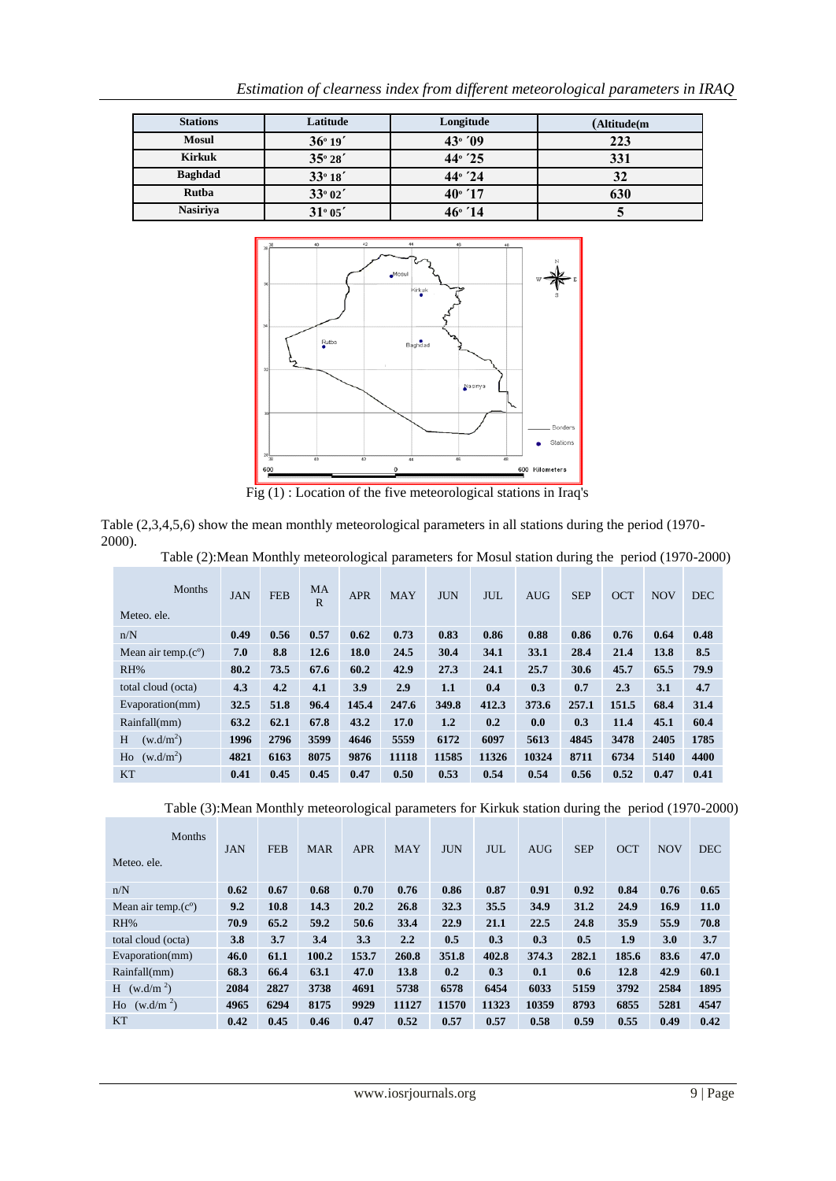| Stations | Latitude | Longitude | (Altitude(m |
|---|---|---|---|
| Mosul | 36° 19′ | 43° ′09 | 223 |
| Kirkuk | 35° 28′ | 44° ′25 | 331 |
| Baghdad | 33° 18′ | 44° ′24 | 32 |
| Rutba | 33° 02′ | 40° ′17 | 630 |
| Nasiriya | 31° 05′ | 46° ′14 | 5 |

Fig (1) : Location of the five meteorological stations in Iraq's

Table (2,3,4,5,6) show the mean monthly meteorological parameters in all stations during the period (1970-2000).

Table (2):Mean Monthly meteorological parameters for Mosul station during the period (1970-2000)

| Months / Meteo. ele. | JAN | FEB | MAR | APR | MAY | JUN | JUL | AUG | SEP | OCT | NOV | DEC |
|---|---|---|---|---|---|---|---|---|---|---|---|---|
| n/N | 0.49 | 0.56 | 0.57 | 0.62 | 0.73 | 0.83 | 0.86 | 0.88 | 0.86 | 0.76 | 0.64 | 0.48 |
| Mean air temp.(c°) | 7.0 | 8.8 | 12.6 | 18.0 | 24.5 | 30.4 | 34.1 | 33.1 | 28.4 | 21.4 | 13.8 | 8.5 |
| RH% | 80.2 | 73.5 | 67.6 | 60.2 | 42.9 | 27.3 | 24.1 | 25.7 | 30.6 | 45.7 | 65.5 | 79.9 |
| total cloud (octa) | 4.3 | 4.2 | 4.1 | 3.9 | 2.9 | 1.1 | 0.4 | 0.3 | 0.7 | 2.3 | 3.1 | 4.7 |
| Evaporation(mm) | 32.5 | 51.8 | 96.4 | 145.4 | 247.6 | 349.8 | 412.3 | 373.6 | 257.1 | 151.5 | 68.4 | 31.4 |
| Rainfall(mm) | 63.2 | 62.1 | 67.8 | 43.2 | 17.0 | 1.2 | 0.2 | 0.0 | 0.3 | 11.4 | 45.1 | 60.4 |
| H (w.d/m$^2$) | 1996 | 2796 | 3599 | 4646 | 5559 | 6172 | 6097 | 5613 | 4845 | 3478 | 2405 | 1785 |
| Ho (w.d/m$^2$) | 4821 | 6163 | 8075 | 9876 | 11118 | 11585 | 11326 | 10324 | 8711 | 6734 | 5140 | 4400 |
| KT | 0.41 | 0.45 | 0.45 | 0.47 | 0.50 | 0.53 | 0.54 | 0.54 | 0.56 | 0.52 | 0.47 | 0.41 |

Table (3):Mean Monthly meteorological parameters for Kirkuk station during the period (1970-2000)

| Months / Meteo. ele. | JAN | FEB | MAR | APR | MAY | JUN | JUL | AUG | SEP | OCT | NOV | DEC |
|---|---|---|---|---|---|---|---|---|---|---|---|---|
| n/N | 0.62 | 0.67 | 0.68 | 0.70 | 0.76 | 0.86 | 0.87 | 0.91 | 0.92 | 0.84 | 0.76 | 0.65 |
| Mean air temp.(c°) | 9.2 | 10.8 | 14.3 | 20.2 | 26.8 | 32.3 | 35.5 | 34.9 | 31.2 | 24.9 | 16.9 | 11.0 |
| RH% | 70.9 | 65.2 | 59.2 | 50.6 | 33.4 | 22.9 | 21.1 | 22.5 | 24.8 | 35.9 | 55.9 | 70.8 |
| total cloud (octa) | 3.8 | 3.7 | 3.4 | 3.3 | 2.2 | 0.5 | 0.3 | 0.3 | 0.5 | 1.9 | 3.0 | 3.7 |
| Evaporation(mm) | 46.0 | 61.1 | 100.2 | 153.7 | 260.8 | 351.8 | 402.8 | 374.3 | 282.1 | 185.6 | 83.6 | 47.0 |
| Rainfall(mm) | 68.3 | 66.4 | 63.1 | 47.0 | 13.8 | 0.2 | 0.3 | 0.1 | 0.6 | 12.8 | 42.9 | 60.1 |
| H (w.d/m$^2$) | 2084 | 2827 | 3738 | 4691 | 5738 | 6578 | 6454 | 6033 | 5159 | 3792 | 2584 | 1895 |
| Ho (w.d/m$^2$) | 4965 | 6294 | 8175 | 9929 | 11127 | 11570 | 11323 | 10359 | 8793 | 6855 | 5281 | 4547 |
| KT | 0.42 | 0.45 | 0.46 | 0.47 | 0.52 | 0.57 | 0.57 | 0.58 | 0.59 | 0.55 | 0.49 | 0.42 |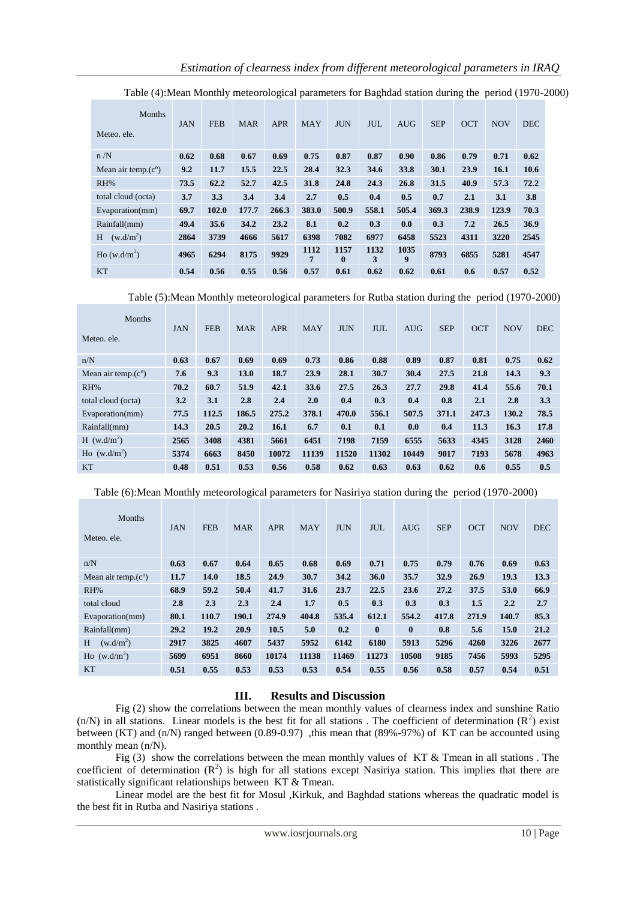Table (4):Mean Monthly meteorological parameters for Baghdad station during the period (1970-2000)

| Months / Meteo. ele. | JAN | FEB | MAR | APR | MAY | JUN | JUL | AUG | SEP | OCT | NOV | DEC |
|---|---|---|---|---|---|---|---|---|---|---|---|---|
| n /N | 0.62 | 0.68 | 0.67 | 0.69 | 0.75 | 0.87 | 0.87 | 0.90 | 0.86 | 0.79 | 0.71 | 0.62 |
| Mean air temp.(c°) | 9.2 | 11.7 | 15.5 | 22.5 | 28.4 | 32.3 | 34.6 | 33.8 | 30.1 | 23.9 | 16.1 | 10.6 |
| RH% | 73.5 | 62.2 | 52.7 | 42.5 | 31.8 | 24.8 | 24.3 | 26.8 | 31.5 | 40.9 | 57.3 | 72.2 |
| total cloud (octa) | 3.7 | 3.3 | 3.4 | 3.4 | 2.7 | 0.5 | 0.4 | 0.5 | 0.7 | 2.1 | 3.1 | 3.8 |
| Evaporation(mm) | 69.7 | 102.0 | 177.7 | 266.3 | 383.0 | 500.9 | 558.1 | 505.4 | 369.3 | 238.9 | 123.9 | 70.3 |
| Rainfall(mm) | 49.4 | 35.6 | 34.2 | 23.2 | 8.1 | 0.2 | 0.3 | 0.0 | 0.3 | 7.2 | 26.5 | 36.9 |
| H (w.d/m$^2$) | 2864 | 3739 | 4666 | 5617 | 6398 | 7082 | 6977 | 6458 | 5523 | 4311 | 3220 | 2545 |
| Ho (w.d/m$^2$) | 4965 | 6294 | 8175 | 9929 | 11127 | 11570 | 11323 | 10359 | 8793 | 6855 | 5281 | 4547 |
| KT | 0.54 | 0.56 | 0.55 | 0.56 | 0.57 | 0.61 | 0.62 | 0.62 | 0.61 | 0.6 | 0.57 | 0.52 |

Table (5):Mean Monthly meteorological parameters for Rutba station during the period (1970-2000)

| Months / Meteo. ele. | JAN | FEB | MAR | APR | MAY | JUN | JUL | AUG | SEP | OCT | NOV | DEC |
|---|---|---|---|---|---|---|---|---|---|---|---|---|
| n/N | 0.63 | 0.67 | 0.69 | 0.69 | 0.73 | 0.86 | 0.88 | 0.89 | 0.87 | 0.81 | 0.75 | 0.62 |
| Mean air temp.(c°) | 7.6 | 9.3 | 13.0 | 18.7 | 23.9 | 28.1 | 30.7 | 30.4 | 27.5 | 21.8 | 14.3 | 9.3 |
| RH% | 70.2 | 60.7 | 51.9 | 42.1 | 33.6 | 27.5 | 26.3 | 27.7 | 29.8 | 41.4 | 55.6 | 70.1 |
| total cloud (octa) | 3.2 | 3.1 | 2.8 | 2.4 | 2.0 | 0.4 | 0.3 | 0.4 | 0.8 | 2.1 | 2.8 | 3.3 |
| Evaporation(mm) | 77.5 | 112.5 | 186.5 | 275.2 | 378.1 | 470.0 | 556.1 | 507.5 | 371.1 | 247.3 | 130.2 | 78.5 |
| Rainfall(mm) | 14.3 | 20.5 | 20.2 | 16.1 | 6.7 | 0.1 | 0.1 | 0.0 | 0.4 | 11.3 | 16.3 | 17.8 |
| H (w.d/m$^2$) | 2565 | 3408 | 4381 | 5661 | 6451 | 7198 | 7159 | 6555 | 5633 | 4345 | 3128 | 2460 |
| Ho (w.d/m$^2$) | 5374 | 6663 | 8450 | 10072 | 11139 | 11520 | 11302 | 10449 | 9017 | 7193 | 5678 | 4963 |
| KT | 0.48 | 0.51 | 0.53 | 0.56 | 0.58 | 0.62 | 0.63 | 0.63 | 0.62 | 0.6 | 0.55 | 0.5 |

Table (6):Mean Monthly meteorological parameters for Nasiriya station during the period (1970-2000)

| Months / Meteo. ele. | JAN | FEB | MAR | APR | MAY | JUN | JUL | AUG | SEP | OCT | NOV | DEC |
|---|---|---|---|---|---|---|---|---|---|---|---|---|
| n/N | 0.63 | 0.67 | 0.64 | 0.65 | 0.68 | 0.69 | 0.71 | 0.75 | 0.79 | 0.76 | 0.69 | 0.63 |
| Mean air temp.(c°) | 11.7 | 14.0 | 18.5 | 24.9 | 30.7 | 34.2 | 36.0 | 35.7 | 32.9 | 26.9 | 19.3 | 13.3 |
| RH% | 68.9 | 59.2 | 50.4 | 41.7 | 31.6 | 23.7 | 22.5 | 23.6 | 27.2 | 37.5 | 53.0 | 66.9 |
| total cloud | 2.8 | 2.3 | 2.3 | 2.4 | 1.7 | 0.5 | 0.3 | 0.3 | 0.3 | 1.5 | 2.2 | 2.7 |
| Evaporation(mm) | 80.1 | 110.7 | 190.1 | 274.9 | 404.8 | 535.4 | 612.1 | 554.2 | 417.8 | 271.9 | 140.7 | 85.3 |
| Rainfall(mm) | 29.2 | 19.2 | 20.9 | 10.5 | 5.0 | 0.2 | 0 | 0 | 0.8 | 5.6 | 15.0 | 21.2 |
| H (w.d/m$^2$) | 2917 | 3825 | 4607 | 5437 | 5952 | 6142 | 6180 | 5913 | 5296 | 4260 | 3226 | 2677 |
| Ho (w.d/m$^2$) | 5699 | 6951 | 8660 | 10174 | 11138 | 11469 | 11273 | 10508 | 9185 | 7456 | 5993 | 5295 |
| KT | 0.51 | 0.55 | 0.53 | 0.53 | 0.53 | 0.54 | 0.55 | 0.56 | 0.58 | 0.57 | 0.54 | 0.51 |

## III. Results and Discussion

Fig (2) show the correlations between the mean monthly values of clearness index and sunshine Ratio (n/N) in all stations. Linear models is the best fit for all stations . The coefficient of determination ($R^2$) exist between (KT) and (n/N) ranged between (0.89-0.97) ,this mean that (89%-97%) of KT can be accounted using monthly mean (n/N).

Fig (3) show the correlations between the mean monthly values of KT & Tmean in all stations . The coefficient of determination ($R^2$) is high for all stations except Nasiriya station. This implies that there are statistically significant relationships between KT & Tmean.

Linear model are the best fit for Mosul ,Kirkuk, and Baghdad stations whereas the quadratic model is the best fit in Rutba and Nasiriya stations .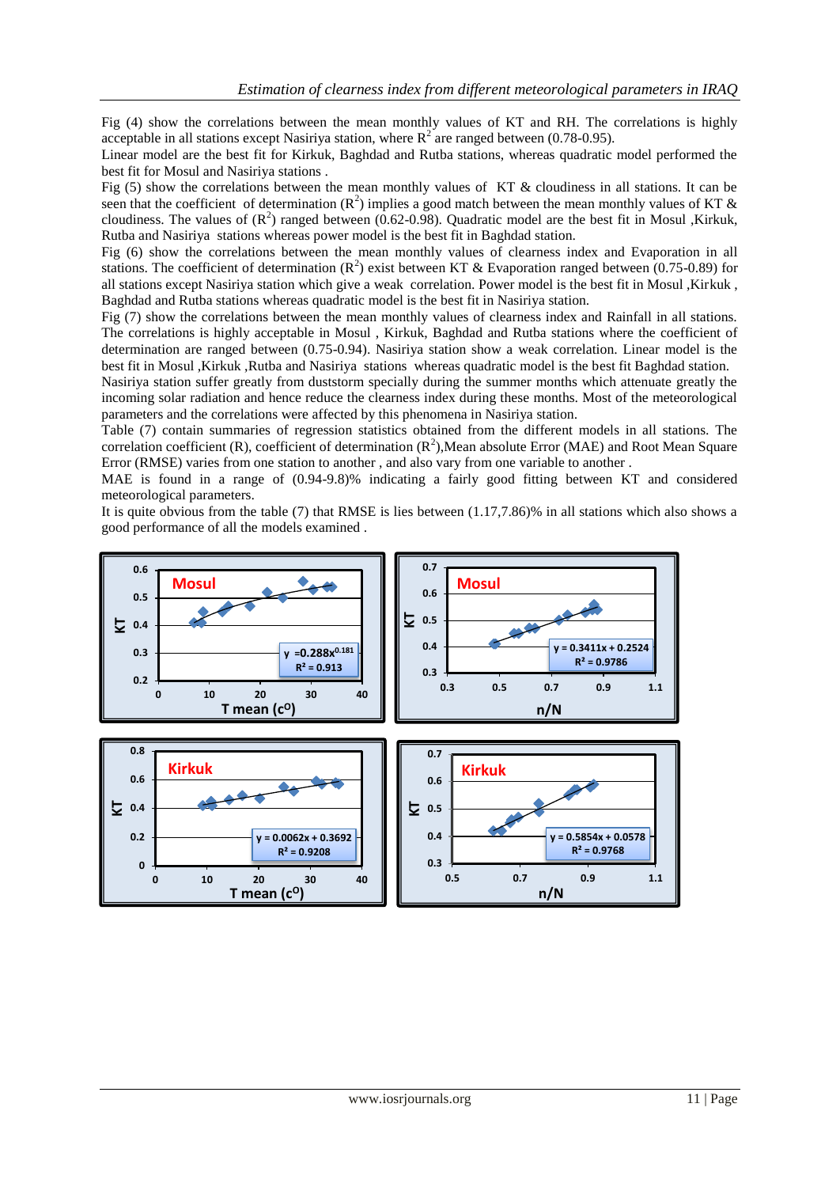Fig (4) show the correlations between the mean monthly values of KT and RH. The correlations is highly acceptable in all stations except Nasiriya station, where $R^2$ are ranged between (0.78-0.95).

Linear model are the best fit for Kirkuk, Baghdad and Rutba stations, whereas quadratic model performed the best fit for Mosul and Nasiriya stations .

Fig (5) show the correlations between the mean monthly values of KT & cloudiness in all stations. It can be seen that the coefficient of determination ($R^2$) implies a good match between the mean monthly values of KT & cloudiness. The values of ($R^2$) ranged between (0.62-0.98). Quadratic model are the best fit in Mosul ,Kirkuk, Rutba and Nasiriya stations whereas power model is the best fit in Baghdad station.

Fig (6) show the correlations between the mean monthly values of clearness index and Evaporation in all stations. The coefficient of determination ($R^2$) exist between KT & Evaporation ranged between (0.75-0.89) for all stations except Nasiriya station which give a weak correlation. Power model is the best fit in Mosul ,Kirkuk , Baghdad and Rutba stations whereas quadratic model is the best fit in Nasiriya station.

Fig (7) show the correlations between the mean monthly values of clearness index and Rainfall in all stations. The correlations is highly acceptable in Mosul , Kirkuk, Baghdad and Rutba stations where the coefficient of determination are ranged between (0.75-0.94). Nasiriya station show a weak correlation. Linear model is the best fit in Mosul ,Kirkuk ,Rutba and Nasiriya stations whereas quadratic model is the best fit Baghdad station.

Nasiriya station suffer greatly from duststorm specially during the summer months which attenuate greatly the incoming solar radiation and hence reduce the clearness index during these months. Most of the meteorological parameters and the correlations were affected by this phenomena in Nasiriya station.

Table (7) contain summaries of regression statistics obtained from the different models in all stations. The correlation coefficient (R), coefficient of determination ($R^2$),Mean absolute Error (MAE) and Root Mean Square Error (RMSE) varies from one station to another , and also vary from one variable to another .

MAE is found in a range of (0.94-9.8)% indicating a fairly good fitting between KT and considered meteorological parameters.

It is quite obvious from the table (7) that RMSE is lies between (1.17,7.86)% in all stations which also shows a good performance of all the models examined .

Mosul: $y = 0.288x^{0.181}$, $R^2 = 0.913$ (KT vs T mean (c°))

Mosul: $y = 0.3411x + 0.2524$, $R^2 = 0.9786$ (KT vs n/N)

Kirkuk: $y = 0.0062x + 0.3692$, $R^2 = 0.9208$ (KT vs T mean (c°))

Kirkuk: $y = 0.5854x + 0.0578$, $R^2 = 0.9768$ (KT vs n/N)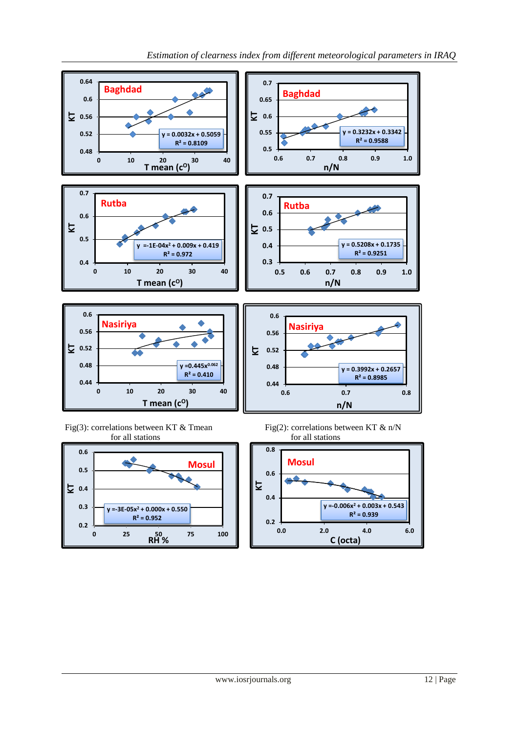Fig(3): correlations between KT & Tmean for all stations

Fig(2): correlations between KT & n/N for all stations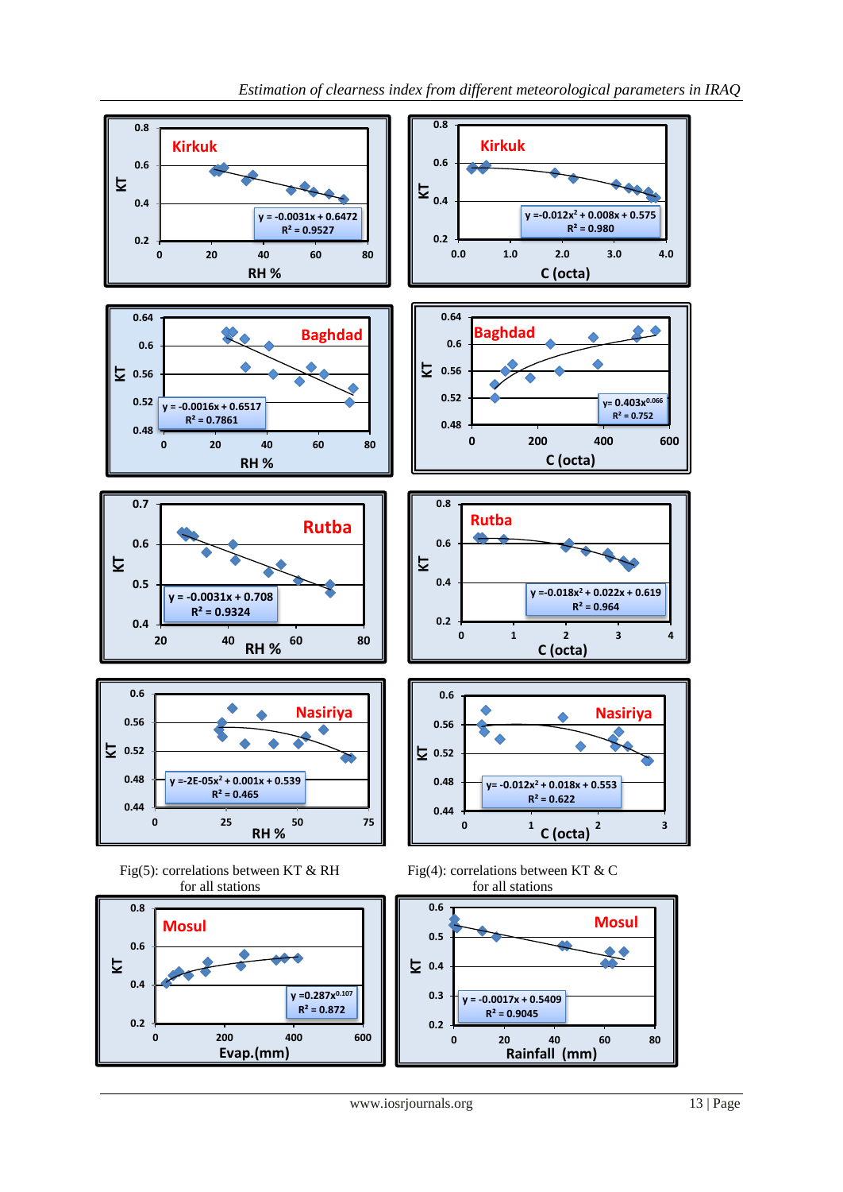Fig(5): correlations between KT & RH for all stations

Fig(4): correlations between KT & C for all stations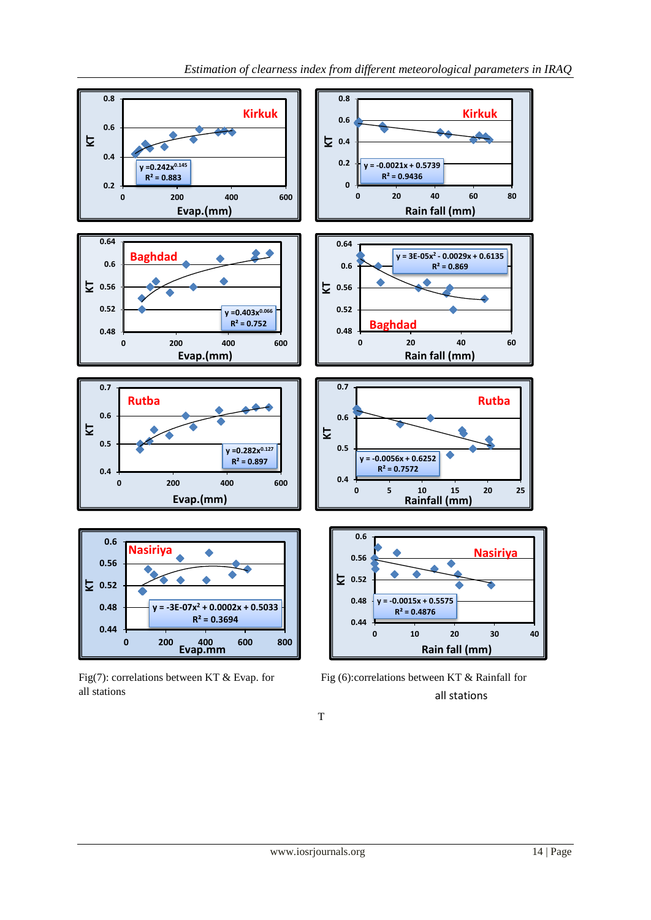Fig(7): correlations between KT & Evap. for all stations

Fig (6):correlations between KT & Rainfall for all stations

T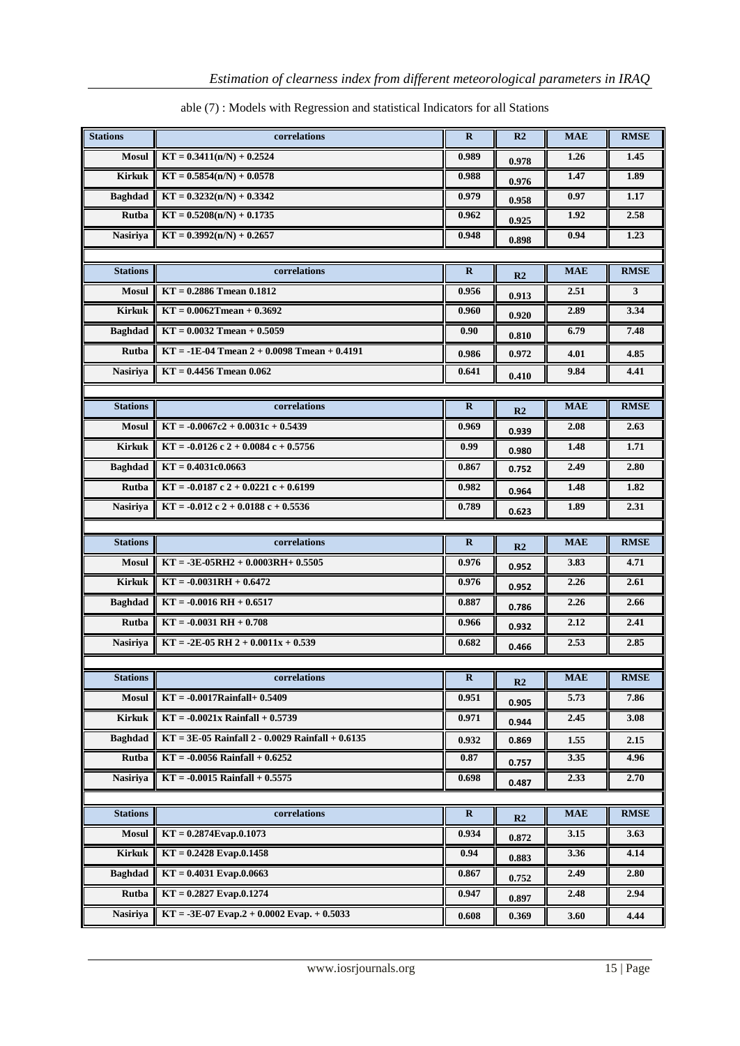able (7) : Models with Regression and statistical Indicators for all Stations

| Stations | correlations | R | R2 | MAE | RMSE |
|---|---|---|---|---|---|
| Mosul | KT = 0.3411(n/N) + 0.2524 | 0.989 | 0.978 | 1.26 | 1.45 |
| Kirkuk | KT = 0.5854(n/N) + 0.0578 | 0.988 | 0.976 | 1.47 | 1.89 |
| Baghdad | KT = 0.3232(n/N) + 0.3342 | 0.979 | 0.958 | 0.97 | 1.17 |
| Rutba | KT = 0.5208(n/N) + 0.1735 | 0.962 | 0.925 | 1.92 | 2.58 |
| Nasiriya | KT = 0.3992(n/N) + 0.2657 | 0.948 | 0.898 | 0.94 | 1.23 |
| | | | | | |
| Stations | correlations | R | R2 | MAE | RMSE |
| Mosul | KT = 0.2886 Tmean 0.1812 | 0.956 | 0.913 | 2.51 | 3 |
| Kirkuk | KT = 0.0062Tmean + 0.3692 | 0.960 | 0.920 | 2.89 | 3.34 |
| Baghdad | KT = 0.0032 Tmean + 0.5059 | 0.90 | 0.810 | 6.79 | 7.48 |
| Rutba | KT = -1E-04 Tmean 2 + 0.0098 Tmean + 0.4191 | 0.986 | 0.972 | 4.01 | 4.85 |
| Nasiriya | KT = 0.4456 Tmean 0.062 | 0.641 | 0.410 | 9.84 | 4.41 |
| | | | | | |
| Stations | correlations | R | R2 | MAE | RMSE |
| Mosul | KT = -0.0067c2 + 0.0031c + 0.5439 | 0.969 | 0.939 | 2.08 | 2.63 |
| Kirkuk | KT = -0.0126 c 2 + 0.0084 c + 0.5756 | 0.99 | 0.980 | 1.48 | 1.71 |
| Baghdad | KT = 0.4031c0.0663 | 0.867 | 0.752 | 2.49 | 2.80 |
| Rutba | KT = -0.0187 c 2 + 0.0221 c + 0.6199 | 0.982 | 0.964 | 1.48 | 1.82 |
| Nasiriya | KT = -0.012 c 2 + 0.0188 c + 0.5536 | 0.789 | 0.623 | 1.89 | 2.31 |
| | | | | | |
| Stations | correlations | R | R2 | MAE | RMSE |
| Mosul | KT = -3E-05RH2 + 0.0003RH+ 0.5505 | 0.976 | 0.952 | 3.83 | 4.71 |
| Kirkuk | KT = -0.0031RH + 0.6472 | 0.976 | 0.952 | 2.26 | 2.61 |
| Baghdad | KT = -0.0016 RH + 0.6517 | 0.887 | 0.786 | 2.26 | 2.66 |
| Rutba | KT = -0.0031 RH + 0.708 | 0.966 | 0.932 | 2.12 | 2.41 |
| Nasiriya | KT = -2E-05 RH 2 + 0.0011x + 0.539 | 0.682 | 0.466 | 2.53 | 2.85 |
| | | | | | |
| Stations | correlations | R | R2 | MAE | RMSE |
| Mosul | KT = -0.0017Rainfall+ 0.5409 | 0.951 | 0.905 | 5.73 | 7.86 |
| Kirkuk | KT = -0.0021x Rainfall + 0.5739 | 0.971 | 0.944 | 2.45 | 3.08 |
| Baghdad | KT = 3E-05 Rainfall 2 - 0.0029 Rainfall + 0.6135 | 0.932 | 0.869 | 1.55 | 2.15 |
| Rutba | KT = -0.0056 Rainfall + 0.6252 | 0.87 | 0.757 | 3.35 | 4.96 |
| Nasiriya | KT = -0.0015 Rainfall + 0.5575 | 0.698 | 0.487 | 2.33 | 2.70 |
| | | | | | |
| Stations | correlations | R | R2 | MAE | RMSE |
| Mosul | KT = 0.2874Evap.0.1073 | 0.934 | 0.872 | 3.15 | 3.63 |
| Kirkuk | KT = 0.2428 Evap.0.1458 | 0.94 | 0.883 | 3.36 | 4.14 |
| Baghdad | KT = 0.4031 Evap.0.0663 | 0.867 | 0.752 | 2.49 | 2.80 |
| Rutba | KT = 0.2827 Evap.0.1274 | 0.947 | 0.897 | 2.48 | 2.94 |
| Nasiriya | KT = -3E-07 Evap.2 + 0.0002 Evap. + 0.5033 | 0.608 | 0.369 | 3.60 | 4.44 |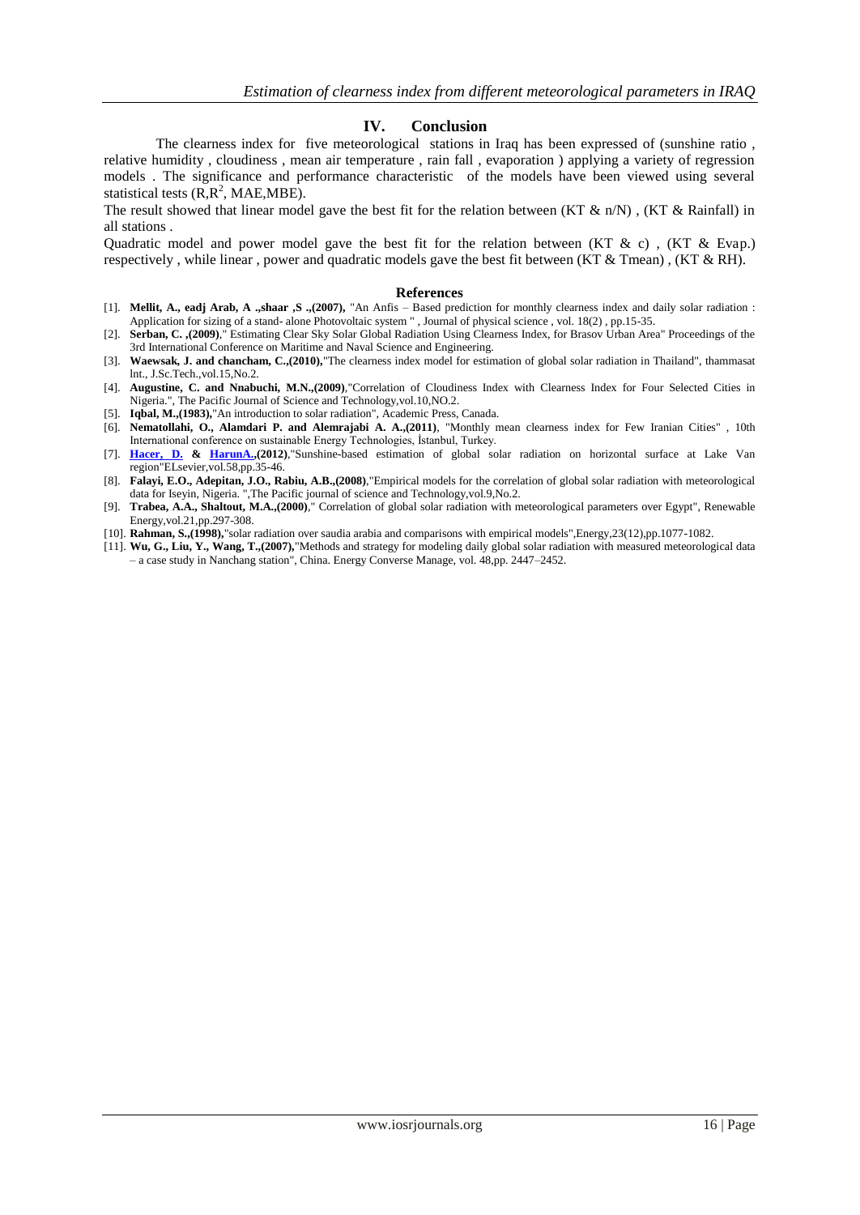## IV. Conclusion

The clearness index for five meteorological stations in Iraq has been expressed of (sunshine ratio , relative humidity , cloudiness , mean air temperature , rain fall , evaporation ) applying a variety of regression models . The significance and performance characteristic of the models have been viewed using several statistical tests ($R$,$R^2$, MAE,MBE).

The result showed that linear model gave the best fit for the relation between (KT & n/N) , (KT & Rainfall) in all stations .

Quadratic model and power model gave the best fit for the relation between (KT & c) , (KT & Evap.) respectively , while linear , power and quadratic models gave the best fit between (KT & Tmean) , (KT & RH).

### References

[1]. **Mellit, A., eadj Arab, A .,shaar ,S .,(2007),** "An Anfis – Based prediction for monthly clearness index and daily solar radiation : Application for sizing of a stand- alone Photovoltaic system " , Journal of physical science , vol. 18(2) , pp.15-35.

[2]. **Serban, C. ,(2009)**," Estimating Clear Sky Solar Global Radiation Using Clearness Index, for Brasov Urban Area" Proceedings of the 3rd International Conference on Maritime and Naval Science and Engineering.

[3]. **Waewsak, J. and chancham, C.,(2010),**"The clearness index model for estimation of global solar radiation in Thailand", thammasat lnt., J.Sc.Tech.,vol.15,No.2.

[4]. **Augustine, C. and Nnabuchi, M.N.,(2009)**,"Correlation of Cloudiness Index with Clearness Index for Four Selected Cities in Nigeria.", The Pacific Journal of Science and Technology,vol.10,NO.2.

[5]. **Iqbal, M.,(1983),**"An introduction to solar radiation", Academic Press, Canada.

[6]. **Nematollahi, O., Alamdari P. and Alemrajabi A. A.,(2011)**, "Monthly mean clearness index for Few Iranian Cities" , 10th International conference on sustainable Energy Technologies, İstanbul, Turkey.

[7]. **Hacer, D. & HarunA.,(2012)**,"Sunshine-based estimation of global solar radiation on horizontal surface at Lake Van region"ELsevier,vol.58,pp.35-46.

[8]. **Falayi, E.O., Adepitan, J.O., Rabiu, A.B.,(2008)**,"Empirical models for the correlation of global solar radiation with meteorological data for Iseyin, Nigeria. ",The Pacific journal of science and Technology,vol.9,No.2.

[9]. **Trabea, A.A., Shaltout, M.A.,(2000)**," Correlation of global solar radiation with meteorological parameters over Egypt", Renewable Energy,vol.21,pp.297-308.

[10]. **Rahman, S.,(1998),**"solar radiation over saudia arabia and comparisons with empirical models",Energy,23(12),pp.1077-1082.

[11]. **Wu, G., Liu, Y., Wang, T.,(2007),**"Methods and strategy for modeling daily global solar radiation with measured meteorological data – a case study in Nanchang station", China. Energy Converse Manage, vol. 48,pp. 2447–2452.